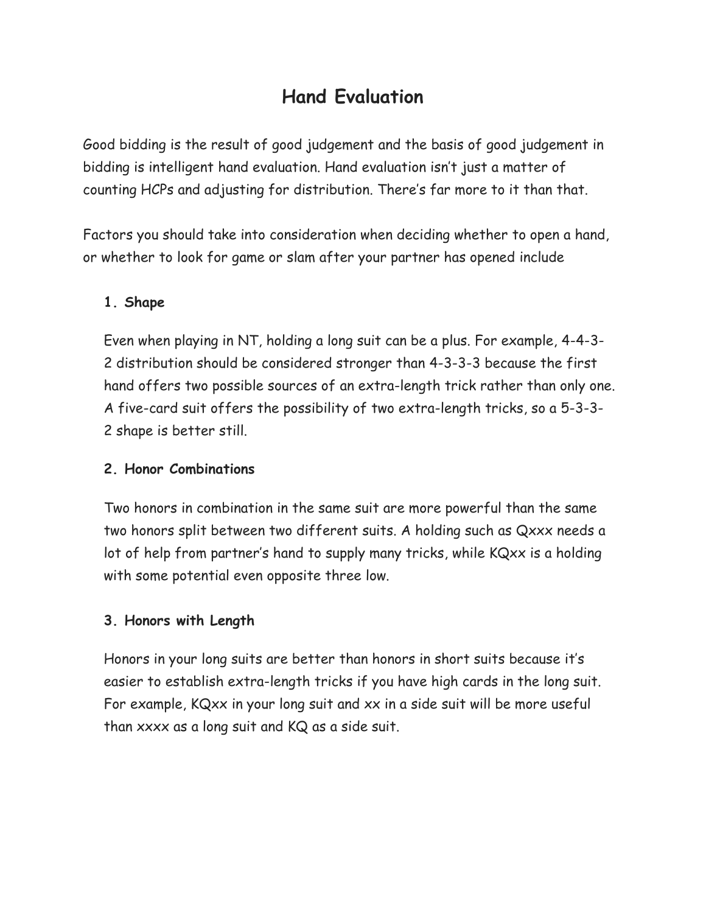# Hand Evaluation

Good bidding is the result of good judgement and the basis of good judgement in bidding is intelligent hand evaluation. Hand evaluation isn't just a matter of counting HCPs and adjusting for distribution. There's far more to it than that.

Factors you should take into consideration when deciding whether to open a hand, or whether to look for game or slam after your partner has opened include

**1. Shape**

Even when playing in NT, holding a long suit can be a plus. For example, 4-4-3-2 distribution should be considered stronger than 4-3-3-3 because the first hand offers two possible sources of an extra-length trick rather than only one. A five-card suit offers the possibility of two extra-length tricks, so a 5-3-3-2 shape is better still.

**2. Honor Combinations**

Two honors in combination in the same suit are more powerful than the same two honors split between two different suits. A holding such as Qxxx needs a lot of help from partner's hand to supply many tricks, while KQxx is a holding with some potential even opposite three low.

**3. Honors with Length**

Honors in your long suits are better than honors in short suits because it's easier to establish extra-length tricks if you have high cards in the long suit. For example, KQxx in your long suit and xx in a side suit will be more useful than xxxx as a long suit and KQ as a side suit.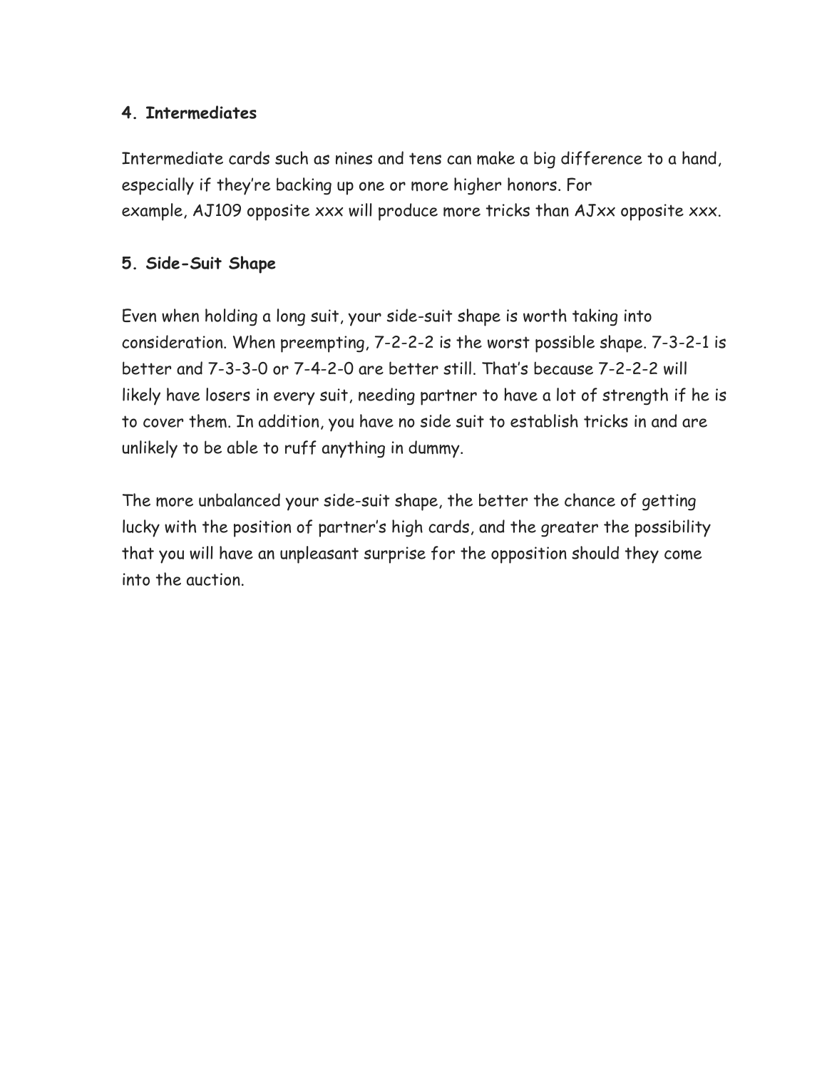**4. Intermediates**

Intermediate cards such as nines and tens can make a big difference to a hand, especially if they're backing up one or more higher honors. For example, AJ109 opposite xxx will produce more tricks than AJxx opposite xxx.

**5. Side-Suit Shape**

Even when holding a long suit, your side-suit shape is worth taking into consideration. When preempting, 7-2-2-2 is the worst possible shape. 7-3-2-1 is better and 7-3-3-0 or 7-4-2-0 are better still. That's because 7-2-2-2 will likely have losers in every suit, needing partner to have a lot of strength if he is to cover them. In addition, you have no side suit to establish tricks in and are unlikely to be able to ruff anything in dummy.

The more unbalanced your side-suit shape, the better the chance of getting lucky with the position of partner's high cards, and the greater the possibility that you will have an unpleasant surprise for the opposition should they come into the auction.